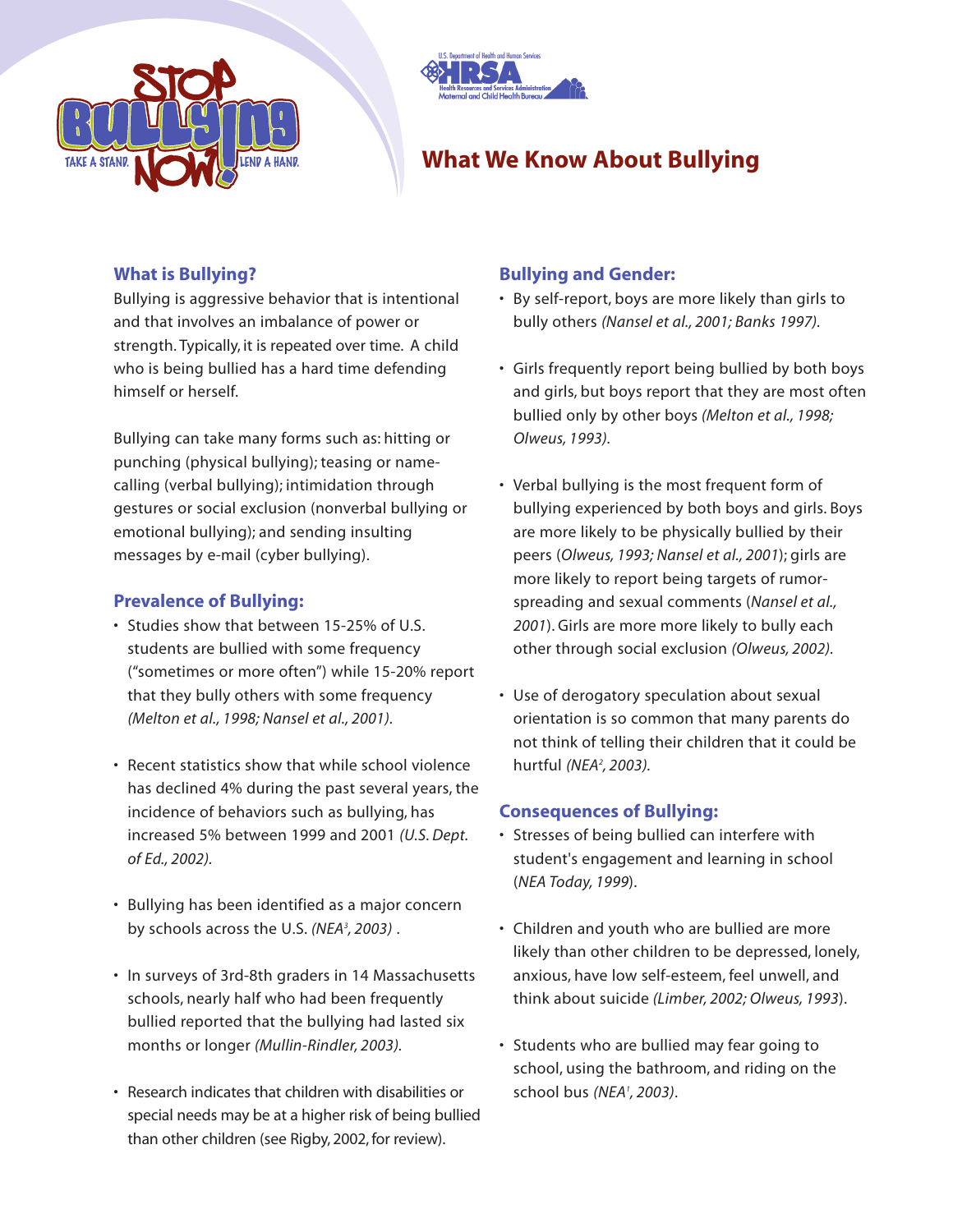# What We Know About Bullying

## What is Bullying?

Bullying is aggressive behavior that is intentional and that involves an imbalance of power or strength. Typically, it is repeated over time. A child who is being bullied has a hard time defending himself or herself.

Bullying can take many forms such as: hitting or punching (physical bullying); teasing or name-calling (verbal bullying); intimidation through gestures or social exclusion (nonverbal bullying or emotional bullying); and sending insulting messages by e-mail (cyber bullying).

## Prevalence of Bullying:

- Studies show that between 15-25% of U.S. students are bullied with some frequency ("sometimes or more often") while 15-20% report that they bully others with some frequency *(Melton et al., 1998; Nansel et al., 2001)*.
- Recent statistics show that while school violence has declined 4% during the past several years, the incidence of behaviors such as bullying, has increased 5% between 1999 and 2001 *(U.S. Dept. of Ed., 2002)*.
- Bullying has been identified as a major concern by schools across the U.S. *(NEA[3], 2003)* .
- In surveys of 3rd-8th graders in 14 Massachusetts schools, nearly half who had been frequently bullied reported that the bullying had lasted six months or longer *(Mullin-Rindler, 2003)*.
- Research indicates that children with disabilities or special needs may be at a higher risk of being bullied than other children (see Rigby, 2002, for review).

## Bullying and Gender:

- By self-report, boys are more likely than girls to bully others *(Nansel et al., 2001; Banks 1997)*.
- Girls frequently report being bullied by both boys and girls, but boys report that they are most often bullied only by other boys *(Melton et al., 1998; Olweus, 1993)*.
- Verbal bullying is the most frequent form of bullying experienced by both boys and girls. Boys are more likely to be physically bullied by their peers (*Olweus, 1993; Nansel et al., 2001*); girls are more likely to report being targets of rumor-spreading and sexual comments (*Nansel et al., 2001*). Girls are more more likely to bully each other through social exclusion *(Olweus, 2002)*.
- Use of derogatory speculation about sexual orientation is so common that many parents do not think of telling their children that it could be hurtful *(NEA[2], 2003)*.

## Consequences of Bullying:

- Stresses of being bullied can interfere with student's engagement and learning in school (*NEA Today, 1999*).
- Children and youth who are bullied are more likely than other children to be depressed, lonely, anxious, have low self-esteem, feel unwell, and think about suicide *(Limber, 2002; Olweus, 1993)*.
- Students who are bullied may fear going to school, using the bathroom, and riding on the school bus *(NEA[1], 2003)*.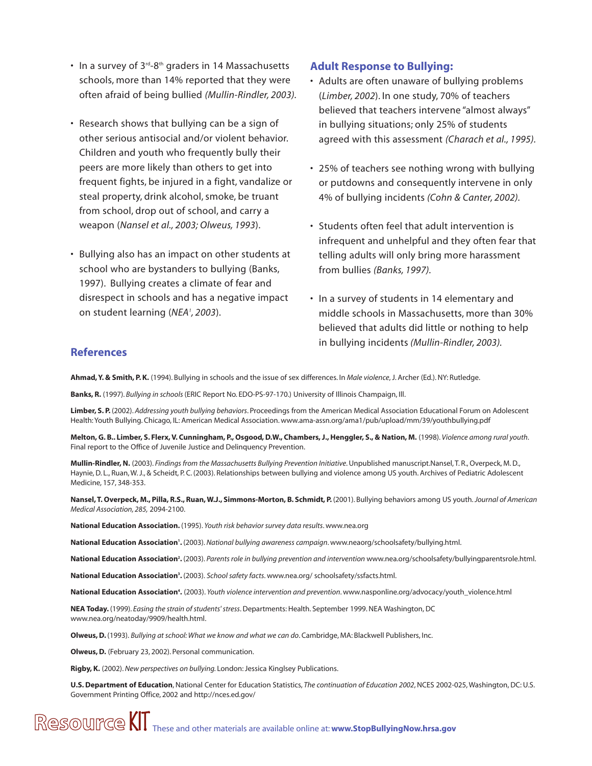- In a survey of 3rd-8th graders in 14 Massachusetts schools, more than 14% reported that they were often afraid of being bullied *(Mullin-Rindler, 2003)*.

- Research shows that bullying can be a sign of other serious antisocial and/or violent behavior. Children and youth who frequently bully their peers are more likely than others to get into frequent fights, be injured in a fight, vandalize or steal property, drink alcohol, smoke, be truant from school, drop out of school, and carry a weapon (*Nansel et al., 2003; Olweus, 1993*).

- Bullying also has an impact on other students at school who are bystanders to bullying (Banks, 1997). Bullying creates a climate of fear and disrespect in schools and has a negative impact on student learning (*NEA[1], 2003*).

## Adult Response to Bullying:

- Adults are often unaware of bullying problems (*Limber, 2002*). In one study, 70% of teachers believed that teachers intervene "almost always" in bullying situations; only 25% of students agreed with this assessment *(Charach et al., 1995)*.

- 25% of teachers see nothing wrong with bullying or putdowns and consequently intervene in only 4% of bullying incidents *(Cohn & Canter, 2002)*.

- Students often feel that adult intervention is infrequent and unhelpful and they often fear that telling adults will only bring more harassment from bullies *(Banks, 1997)*.

- In a survey of students in 14 elementary and middle schools in Massachusetts, more than 30% believed that adults did little or nothing to help in bullying incidents *(Mullin-Rindler, 2003)*.

## References

**Ahmad, Y. & Smith, P. K.** (1994). Bullying in schools and the issue of sex differences. In *Male violence*, J. Archer (Ed.). NY: Rutledge.

**Banks, R.** (1997). *Bullying in schools* (ERIC Report No. EDO-PS-97-170.) University of Illinois Champaign, Ill.

**Limber, S. P.** (2002). *Addressing youth bullying behaviors*. Proceedings from the American Medical Association Educational Forum on Adolescent Health: Youth Bullying. Chicago, IL: American Medical Association. www.ama-assn.org/ama1/pub/upload/mm/39/youthbullying.pdf

**Melton, G. B.. Limber, S. Flerx, V. Cunningham, P., Osgood, D.W., Chambers, J., Henggler, S., & Nation, M.** (1998). *Violence among rural youth*. Final report to the Office of Juvenile Justice and Delinquency Prevention.

**Mullin-Rindler, N.** (2003). *Findings from the Massachusetts Bullying Prevention Initiative*. Unpublished manuscript.Nansel, T. R., Overpeck, M. D., Haynie, D. L., Ruan, W. J., & Scheidt, P. C. (2003). Relationships between bullying and violence among US youth. Archives of Pediatric Adolescent Medicine, 157, 348-353.

**Nansel, T. Overpeck, M., Pilla, R.S., Ruan, W.J., Simmons-Morton, B. Schmidt, P.** (2001). Bullying behaviors among US youth. *Journal of American Medical Association, 285,* 2094-2100.

**National Education Association.** (1995). *Youth risk behavior survey data results*. www.nea.org

**National Education Association[1].** (2003). *National bullying awareness campaign*. www.neaorg/schoolsafety/bullying.html.

**National Education Association[2].** (2003). *Parents role in bullying prevention and intervention* www.nea.org/schoolsafety/bullyingparentsrole.html.

**National Education Association[3].** (2003). *School safety facts*. www.nea.org/ schoolsafety/ssfacts.html.

**National Education Association[4].** (2003). *Youth violence intervention and prevention*. www.nasponline.org/advocacy/youth_violence.html

**NEA Today.** (1999). *Easing the strain of students' stress*. Departments: Health. September 1999. NEA Washington, DC www.nea.org/neatoday/9909/health.html.

**Olweus, D.** (1993). *Bullying at school: What we know and what we can do*. Cambridge, MA: Blackwell Publishers, Inc.

**Olweus, D.** (February 23, 2002). Personal communication.

**Rigby, K.** (2002). *New perspectives on bullying.* London: Jessica Kinglsey Publications.

**U.S. Department of Education**, National Center for Education Statistics, *The continuation of Education 2002*, NCES 2002-025, Washington, DC: U.S. Government Printing Office, 2002 and http://nces.ed.gov/

Resource KIT These and other materials are available online at: **www.StopBullyingNow.hrsa.gov**